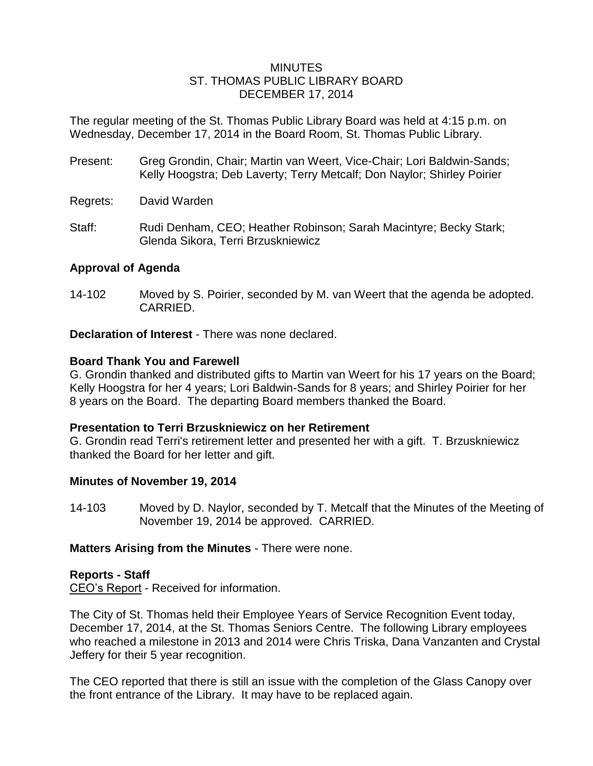# MINUTES
## ST. THOMAS PUBLIC LIBRARY BOARD
## DECEMBER 17, 2014

The regular meeting of the St. Thomas Public Library Board was held at 4:15 p.m. on Wednesday, December 17, 2014 in the Board Room, St. Thomas Public Library.

Present: Greg Grondin, Chair; Martin van Weert, Vice-Chair; Lori Baldwin-Sands; Kelly Hoogstra; Deb Laverty; Terry Metcalf; Don Naylor; Shirley Poirier

Regrets: David Warden

Staff: Rudi Denham, CEO; Heather Robinson; Sarah Macintyre; Becky Stark; Glenda Sikora, Terri Brzuskniewicz

**Approval of Agenda**

14-102 Moved by S. Poirier, seconded by M. van Weert that the agenda be adopted. CARRIED.

**Declaration of Interest** - There was none declared.

**Board Thank You and Farewell**
G. Grondin thanked and distributed gifts to Martin van Weert for his 17 years on the Board; Kelly Hoogstra for her 4 years; Lori Baldwin-Sands for 8 years; and Shirley Poirier for her 8 years on the Board. The departing Board members thanked the Board.

**Presentation to Terri Brzuskniewicz on her Retirement**
G. Grondin read Terri's retirement letter and presented her with a gift. T. Brzuskniewicz thanked the Board for her letter and gift.

**Minutes of November 19, 2014**

14-103 Moved by D. Naylor, seconded by T. Metcalf that the Minutes of the Meeting of November 19, 2014 be approved. CARRIED.

**Matters Arising from the Minutes** - There were none.

**Reports - Staff**
CEO's Report - Received for information.

The City of St. Thomas held their Employee Years of Service Recognition Event today, December 17, 2014, at the St. Thomas Seniors Centre. The following Library employees who reached a milestone in 2013 and 2014 were Chris Triska, Dana Vanzanten and Crystal Jeffery for their 5 year recognition.

The CEO reported that there is still an issue with the completion of the Glass Canopy over the front entrance of the Library. It may have to be replaced again.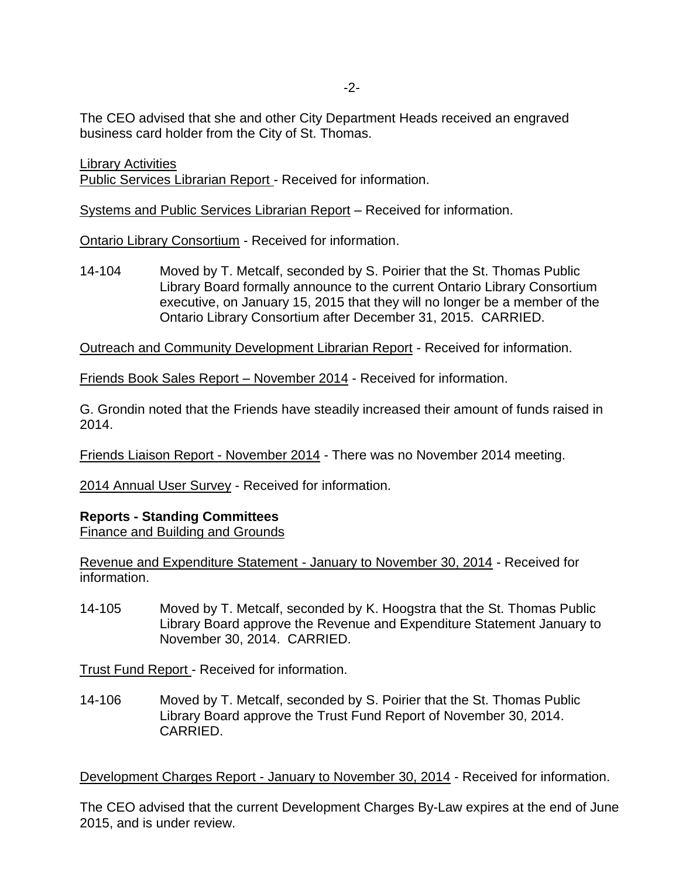The CEO advised that she and other City Department Heads received an engraved business card holder from the City of St. Thomas.

<u>Library Activities</u>
<u>Public Services Librarian Report</u> - Received for information.

<u>Systems and Public Services Librarian Report</u> – Received for information.

<u>Ontario Library Consortium</u> - Received for information.

14-104 Moved by T. Metcalf, seconded by S. Poirier that the St. Thomas Public Library Board formally announce to the current Ontario Library Consortium executive, on January 15, 2015 that they will no longer be a member of the Ontario Library Consortium after December 31, 2015. CARRIED.

<u>Outreach and Community Development Librarian Report</u> - Received for information.

<u>Friends Book Sales Report – November 2014</u> - Received for information.

G. Grondin noted that the Friends have steadily increased their amount of funds raised in 2014.

<u>Friends Liaison Report - November 2014</u> - There was no November 2014 meeting.

<u>2014 Annual User Survey</u> - Received for information.

**Reports - Standing Committees**
<u>Finance and Building and Grounds</u>

<u>Revenue and Expenditure Statement - January to November 30, 2014</u> - Received for information.

14-105 Moved by T. Metcalf, seconded by K. Hoogstra that the St. Thomas Public Library Board approve the Revenue and Expenditure Statement January to November 30, 2014. CARRIED.

<u>Trust Fund Report</u> - Received for information.

14-106 Moved by T. Metcalf, seconded by S. Poirier that the St. Thomas Public Library Board approve the Trust Fund Report of November 30, 2014. CARRIED.

<u>Development Charges Report - January to November 30, 2014</u> - Received for information.

The CEO advised that the current Development Charges By-Law expires at the end of June 2015, and is under review.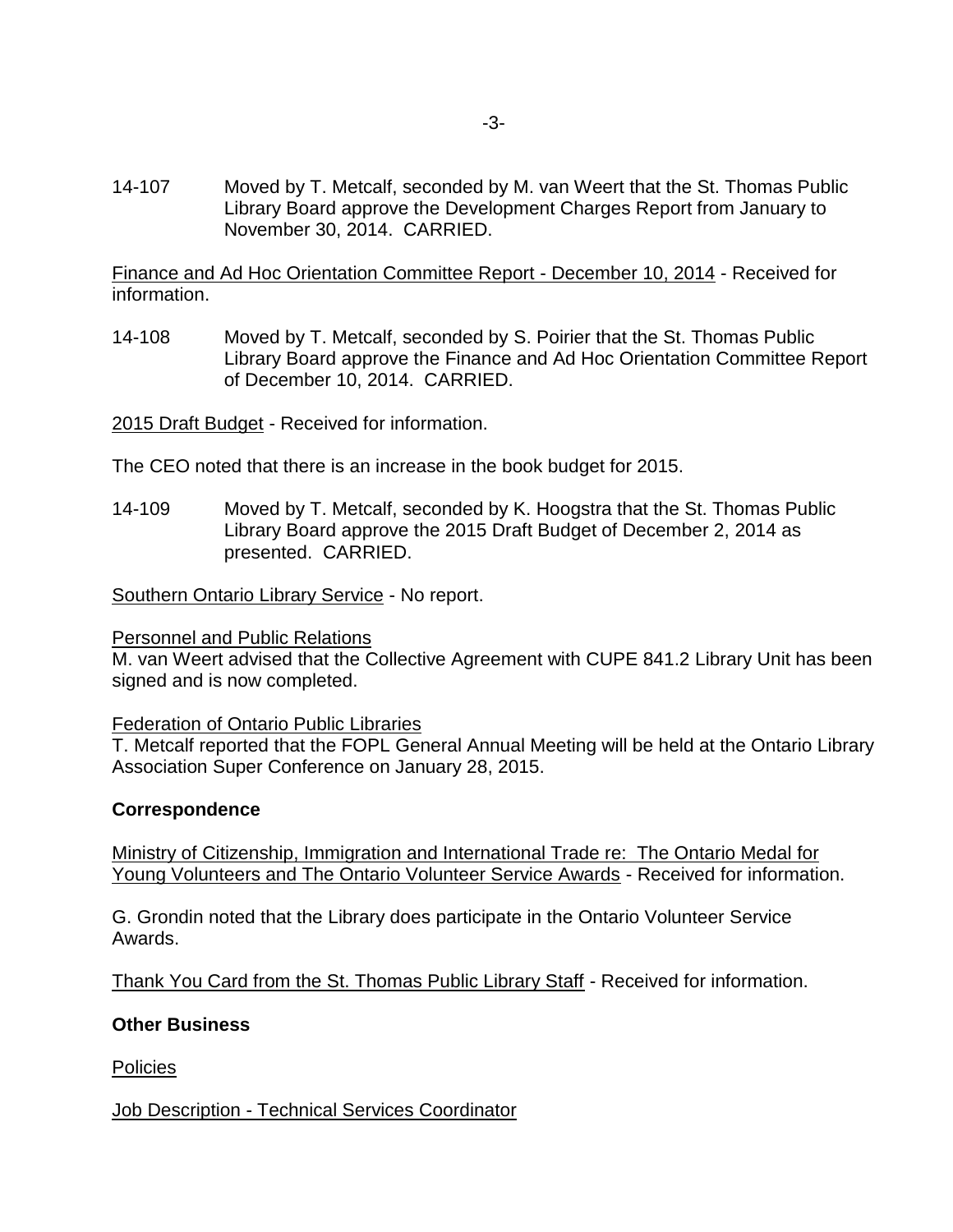14-107 Moved by T. Metcalf, seconded by M. van Weert that the St. Thomas Public Library Board approve the Development Charges Report from January to November 30, 2014. CARRIED.

Finance and Ad Hoc Orientation Committee Report - December 10, 2014 - Received for information.

14-108 Moved by T. Metcalf, seconded by S. Poirier that the St. Thomas Public Library Board approve the Finance and Ad Hoc Orientation Committee Report of December 10, 2014. CARRIED.

2015 Draft Budget - Received for information.

The CEO noted that there is an increase in the book budget for 2015.

14-109 Moved by T. Metcalf, seconded by K. Hoogstra that the St. Thomas Public Library Board approve the 2015 Draft Budget of December 2, 2014 as presented. CARRIED.

Southern Ontario Library Service - No report.

Personnel and Public Relations
M. van Weert advised that the Collective Agreement with CUPE 841.2 Library Unit has been signed and is now completed.

Federation of Ontario Public Libraries
T. Metcalf reported that the FOPL General Annual Meeting will be held at the Ontario Library Association Super Conference on January 28, 2015.

**Correspondence**

Ministry of Citizenship, Immigration and International Trade re: The Ontario Medal for Young Volunteers and The Ontario Volunteer Service Awards - Received for information.

G. Grondin noted that the Library does participate in the Ontario Volunteer Service Awards.

Thank You Card from the St. Thomas Public Library Staff - Received for information.

**Other Business**

Policies

Job Description - Technical Services Coordinator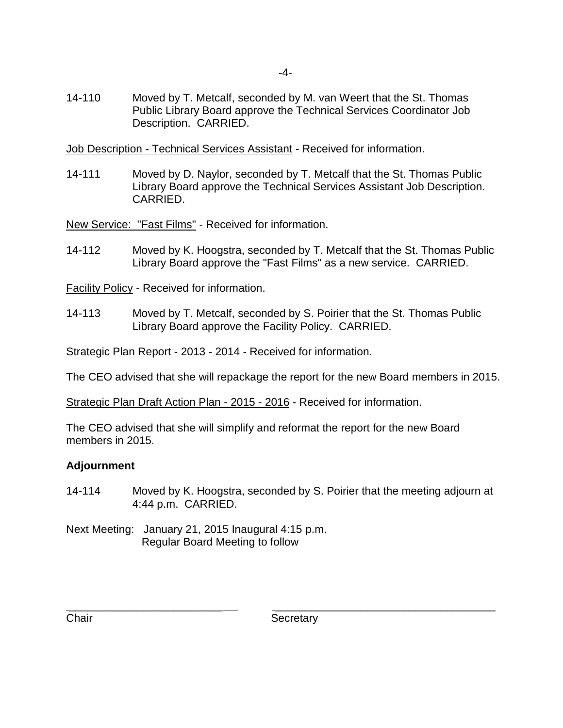14-110 Moved by T. Metcalf, seconded by M. van Weert that the St. Thomas Public Library Board approve the Technical Services Coordinator Job Description. CARRIED.

Job Description - Technical Services Assistant - Received for information.

14-111 Moved by D. Naylor, seconded by T. Metcalf that the St. Thomas Public Library Board approve the Technical Services Assistant Job Description. CARRIED.

New Service: "Fast Films" - Received for information.

14-112 Moved by K. Hoogstra, seconded by T. Metcalf that the St. Thomas Public Library Board approve the "Fast Films" as a new service. CARRIED.

Facility Policy - Received for information.

14-113 Moved by T. Metcalf, seconded by S. Poirier that the St. Thomas Public Library Board approve the Facility Policy. CARRIED.

Strategic Plan Report - 2013 - 2014 - Received for information.

The CEO advised that she will repackage the report for the new Board members in 2015.

Strategic Plan Draft Action Plan - 2015 - 2016 - Received for information.

The CEO advised that she will simplify and reformat the report for the new Board members in 2015.

**Adjournment**

14-114 Moved by K. Hoogstra, seconded by S. Poirier that the meeting adjourn at 4:44 p.m. CARRIED.

Next Meeting: January 21, 2015 Inaugural 4:15 p.m.
Regular Board Meeting to follow

\_\_\_\_\_\_\_\_\_\_\_\_\_\_\_\_\_\_\_\_\_\_\_\_\_\_
Chair

\_\_\_\_\_\_\_\_\_\_\_\_\_\_\_\_\_\_\_\_\_\_\_\_\_\_
Secretary